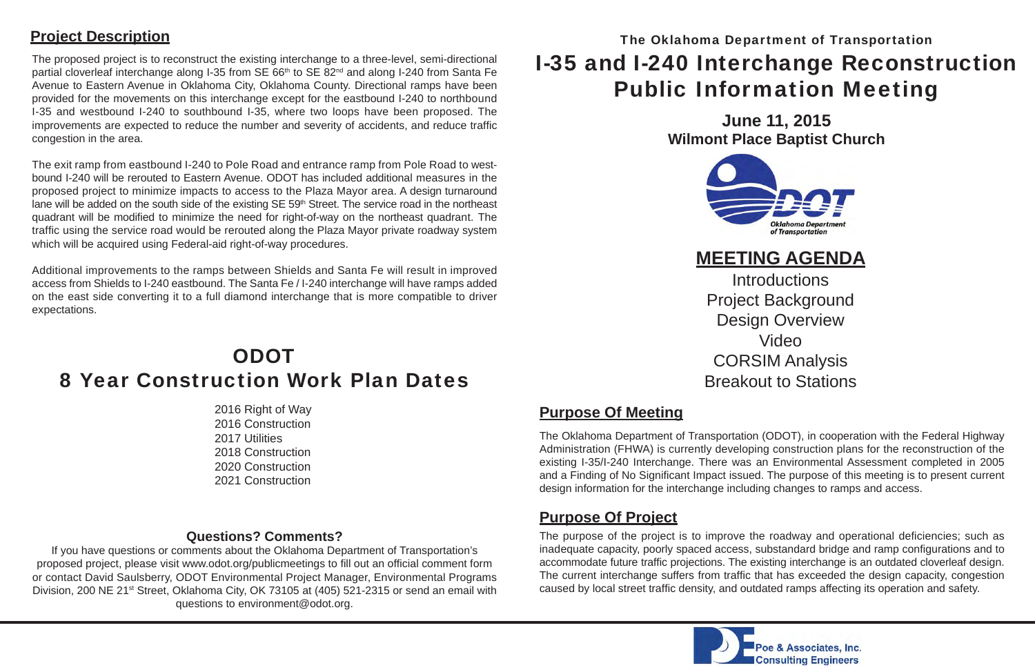## Project Description

The proposed project is to reconstruct the existing interchange to a three-level, semi-directional partial cloverleaf interchange along I-35 from SE 66th to SE 82nd and along I-240 from Santa Fe Avenue to Eastern Avenue in Oklahoma City, Oklahoma County. Directional ramps have been provided for the movements on this interchange except for the eastbound I-240 to northbound I-35 and westbound I-240 to southbound I-35, where two loops have been proposed. The improvements are expected to reduce the number and severity of accidents, and reduce traffic congestion in the area.

The exit ramp from eastbound I-240 to Pole Road and entrance ramp from Pole Road to westbound I-240 will be rerouted to Eastern Avenue. ODOT has included additional measures in the proposed project to minimize impacts to access to the Plaza Mayor area. A design turnaround lane will be added on the south side of the existing SE 59th Street. The service road in the northeast quadrant will be modified to minimize the need for right-of-way on the northeast quadrant. The traffic using the service road would be rerouted along the Plaza Mayor private roadway system which will be acquired using Federal-aid right-of-way procedures.

Additional improvements to the ramps between Shields and Santa Fe will result in improved access from Shields to I-240 eastbound. The Santa Fe / I-240 interchange will have ramps added on the east side converting it to a full diamond interchange that is more compatible to driver expectations.

## ODOT
## 8 Year Construction Work Plan Dates

2016 Right of Way
2016 Construction
2017 Utilities
2018 Construction
2020 Construction
2021 Construction

### Questions? Comments?

If you have questions or comments about the Oklahoma Department of Transportation's proposed project, please visit www.odot.org/publicmeetings to fill out an official comment form or contact David Saulsberry, ODOT Environmental Project Manager, Environmental Programs Division, 200 NE 21st Street, Oklahoma City, OK 73105 at (405) 521-2315 or send an email with questions to environment@odot.org.

**The Oklahoma Department of Transportation**

# I-35 and I-240 Interchange Reconstruction Public Information Meeting

**June 11, 2015**
**Wilmont Place Baptist Church**

Oklahoma Department of Transportation

## MEETING AGENDA

Introductions
Project Background
Design Overview
Video
CORSIM Analysis
Breakout to Stations

## Purpose Of Meeting

The Oklahoma Department of Transportation (ODOT), in cooperation with the Federal Highway Administration (FHWA) is currently developing construction plans for the reconstruction of the existing I-35/I-240 Interchange. There was an Environmental Assessment completed in 2005 and a Finding of No Significant Impact issued. The purpose of this meeting is to present current design information for the interchange including changes to ramps and access.

## Purpose Of Project

The purpose of the project is to improve the roadway and operational deficiencies; such as inadequate capacity, poorly spaced access, substandard bridge and ramp configurations and to accommodate future traffic projections. The existing interchange is an outdated cloverleaf design. The current interchange suffers from traffic that has exceeded the design capacity, congestion caused by local street traffic density, and outdated ramps affecting its operation and safety.

Poe & Associates, Inc.
Consulting Engineers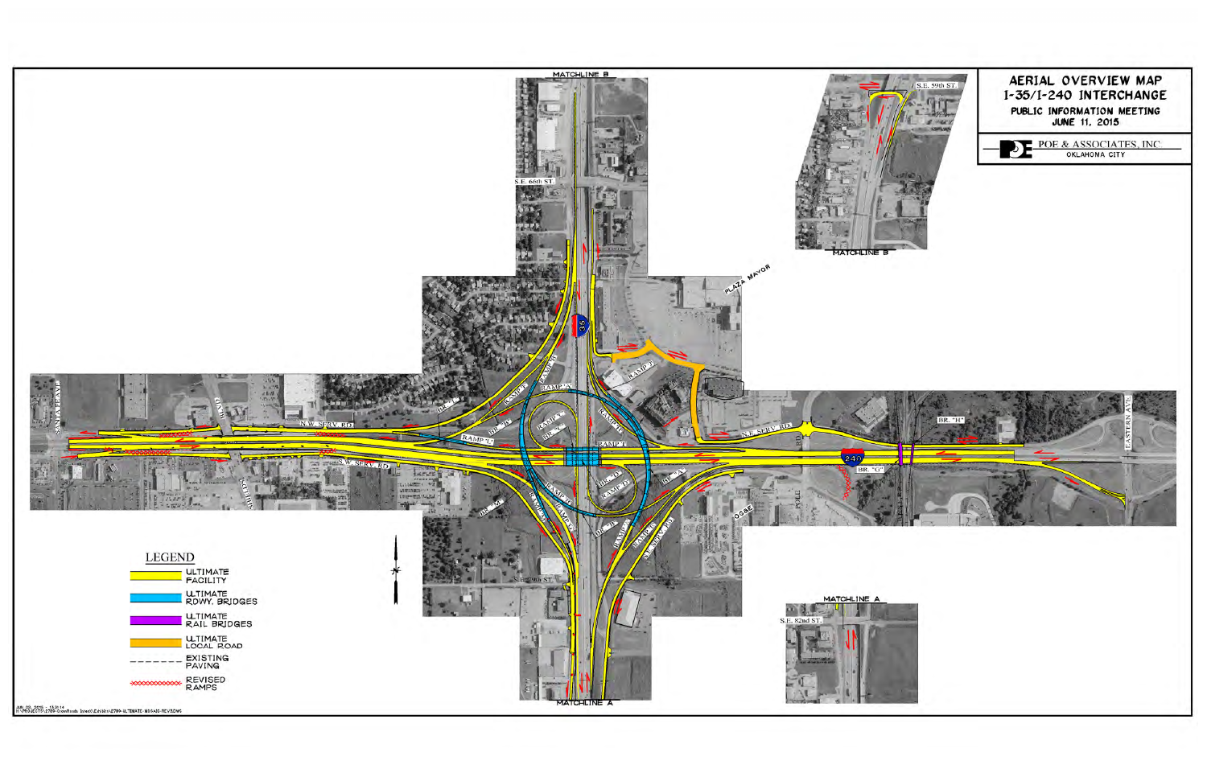# AERIAL OVERVIEW MAP
## I-35/I-240 INTERCHANGE

**PUBLIC INFORMATION MEETING**
**JUNE 11, 2015**

POE & ASSOCIATES, INC.
OKLAHOMA CITY

MATCHLINE B

S.E. 59th ST.

MATCHLINE B

S.E. 66th ST.

PLAZA MAYOR

35

RAMP "J"

RAMP "N"

RAMP "E"

RAMP "I"

RAMP "C"

BR. "C"

RAMP "F"

RAMP "L"

BR. "I"

BR. "E"

BR. "L"

N.W. SERV. RD.

N.E. SERV. RD.

S.W. SERV. RD.

S.E. SERV. RD.

SANTA FE AVE.

WALKER

S. CLS

BR. "M"

RAMP "H"

RAMP "M"

RAMP "G"

RAMP "D"

BR. "D"

BR. "A"

BR. "B"

RAMP "K"

RAMP "B"

BR. "K"

OGBE

POLO RD.

240

BR. "G"

BR. "H"

EASTERN AVE.

S.E. 89th ST.

MATCHLINE A

S.E. 82nd ST.

MATCHLINE A

## LEGEND

- ULTIMATE FACILITY
- ULTIMATE RDWY. BRIDGES
- ULTIMATE RAIL BRIDGES
- ULTIMATE LOCAL ROAD
- EXISTING PAVING
- REVISED RAMPS